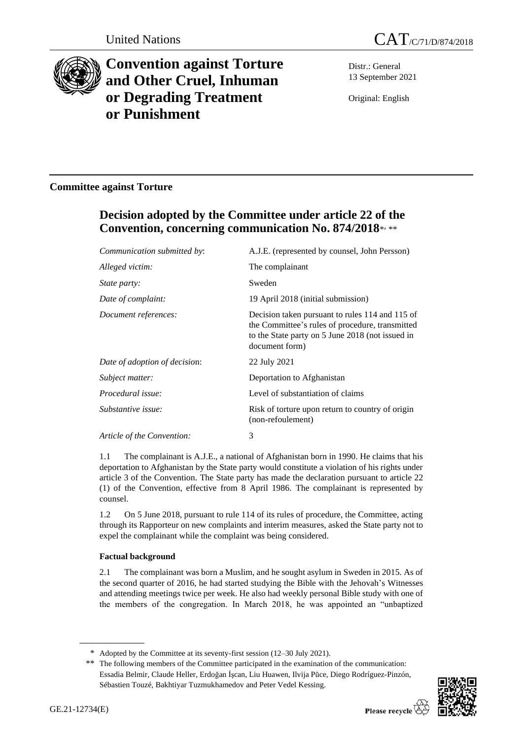United Nations

CAT/C/71/D/874/2018

# Convention against Torture and Other Cruel, Inhuman or Degrading Treatment or Punishment

Distr.: General
13 September 2021

Original: English

## Committee against Torture

## Decision adopted by the Committee under article 22 of the Convention, concerning communication No. 874/2018*, **

| | |
|---|---|
| *Communication submitted by*: | A.J.E. (represented by counsel, John Persson) |
| *Alleged victim:* | The complainant |
| *State party:* | Sweden |
| *Date of complaint:* | 19 April 2018 (initial submission) |
| *Document references:* | Decision taken pursuant to rules 114 and 115 of the Committee's rules of procedure, transmitted to the State party on 5 June 2018 (not issued in document form) |
| *Date of adoption of decision*: | 22 July 2021 |
| *Subject matter:* | Deportation to Afghanistan |
| *Procedural issue:* | Level of substantiation of claims |
| *Substantive issue:* | Risk of torture upon return to country of origin (non-refoulement) |
| *Article of the Convention:* | 3 |

1.1 The complainant is A.J.E., a national of Afghanistan born in 1990. He claims that his deportation to Afghanistan by the State party would constitute a violation of his rights under article 3 of the Convention. The State party has made the declaration pursuant to article 22 (1) of the Convention, effective from 8 April 1986. The complainant is represented by counsel.

1.2 On 5 June 2018, pursuant to rule 114 of its rules of procedure, the Committee, acting through its Rapporteur on new complaints and interim measures, asked the State party not to expel the complainant while the complaint was being considered.

### Factual background

2.1 The complainant was born a Muslim, and he sought asylum in Sweden in 2015. As of the second quarter of 2016, he had started studying the Bible with the Jehovah's Witnesses and attending meetings twice per week. He also had weekly personal Bible study with one of the members of the congregation. In March 2018, he was appointed an "unbaptized

\* Adopted by the Committee at its seventy-first session (12–30 July 2021).

\*\* The following members of the Committee participated in the examination of the communication: Essadia Belmir, Claude Heller, Erdoğan İşcan, Liu Huawen, Ilvija Pūce, Diego Rodríguez-Pinzón, Sébastien Touzé, Bakhtiyar Tuzmukhamedov and Peter Vedel Kessing.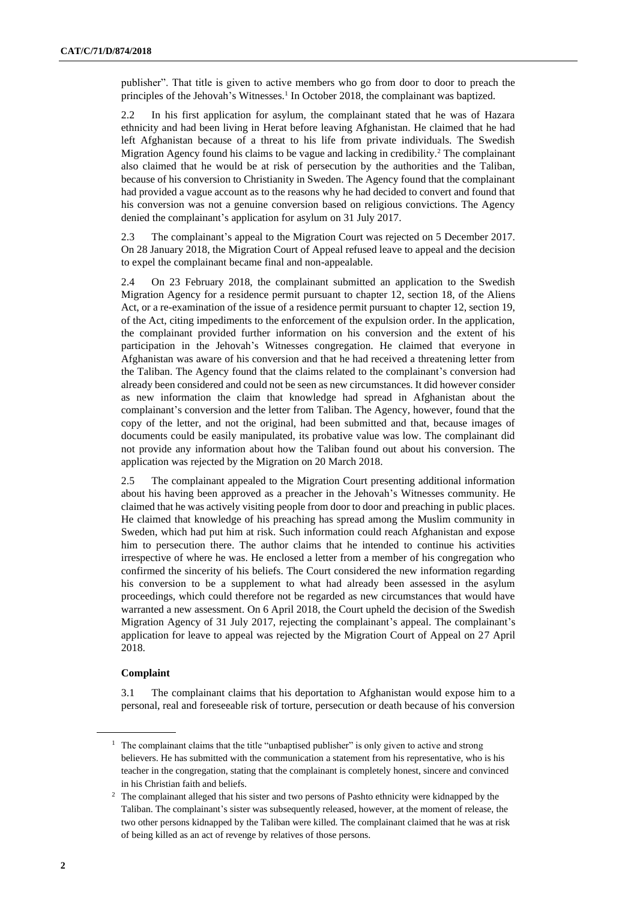publisher". That title is given to active members who go from door to door to preach the principles of the Jehovah's Witnesses.[1] In October 2018, the complainant was baptized.

2.2 In his first application for asylum, the complainant stated that he was of Hazara ethnicity and had been living in Herat before leaving Afghanistan. He claimed that he had left Afghanistan because of a threat to his life from private individuals. The Swedish Migration Agency found his claims to be vague and lacking in credibility.[2] The complainant also claimed that he would be at risk of persecution by the authorities and the Taliban, because of his conversion to Christianity in Sweden. The Agency found that the complainant had provided a vague account as to the reasons why he had decided to convert and found that his conversion was not a genuine conversion based on religious convictions. The Agency denied the complainant's application for asylum on 31 July 2017.

2.3 The complainant's appeal to the Migration Court was rejected on 5 December 2017. On 28 January 2018, the Migration Court of Appeal refused leave to appeal and the decision to expel the complainant became final and non-appealable.

2.4 On 23 February 2018, the complainant submitted an application to the Swedish Migration Agency for a residence permit pursuant to chapter 12, section 18, of the Aliens Act, or a re-examination of the issue of a residence permit pursuant to chapter 12, section 19, of the Act, citing impediments to the enforcement of the expulsion order. In the application, the complainant provided further information on his conversion and the extent of his participation in the Jehovah's Witnesses congregation. He claimed that everyone in Afghanistan was aware of his conversion and that he had received a threatening letter from the Taliban. The Agency found that the claims related to the complainant's conversion had already been considered and could not be seen as new circumstances. It did however consider as new information the claim that knowledge had spread in Afghanistan about the complainant's conversion and the letter from Taliban. The Agency, however, found that the copy of the letter, and not the original, had been submitted and that, because images of documents could be easily manipulated, its probative value was low. The complainant did not provide any information about how the Taliban found out about his conversion. The application was rejected by the Migration on 20 March 2018.

2.5 The complainant appealed to the Migration Court presenting additional information about his having been approved as a preacher in the Jehovah's Witnesses community. He claimed that he was actively visiting people from door to door and preaching in public places. He claimed that knowledge of his preaching has spread among the Muslim community in Sweden, which had put him at risk. Such information could reach Afghanistan and expose him to persecution there. The author claims that he intended to continue his activities irrespective of where he was. He enclosed a letter from a member of his congregation who confirmed the sincerity of his beliefs. The Court considered the new information regarding his conversion to be a supplement to what had already been assessed in the asylum proceedings, which could therefore not be regarded as new circumstances that would have warranted a new assessment. On 6 April 2018, the Court upheld the decision of the Swedish Migration Agency of 31 July 2017, rejecting the complainant's appeal. The complainant's application for leave to appeal was rejected by the Migration Court of Appeal on 27 April 2018.

### Complaint

3.1 The complainant claims that his deportation to Afghanistan would expose him to a personal, real and foreseeable risk of torture, persecution or death because of his conversion

[1] The complainant claims that the title "unbaptised publisher" is only given to active and strong believers. He has submitted with the communication a statement from his representative, who is his teacher in the congregation, stating that the complainant is completely honest, sincere and convinced in his Christian faith and beliefs.

[2] The complainant alleged that his sister and two persons of Pashto ethnicity were kidnapped by the Taliban. The complainant's sister was subsequently released, however, at the moment of release, the two other persons kidnapped by the Taliban were killed. The complainant claimed that he was at risk of being killed as an act of revenge by relatives of those persons.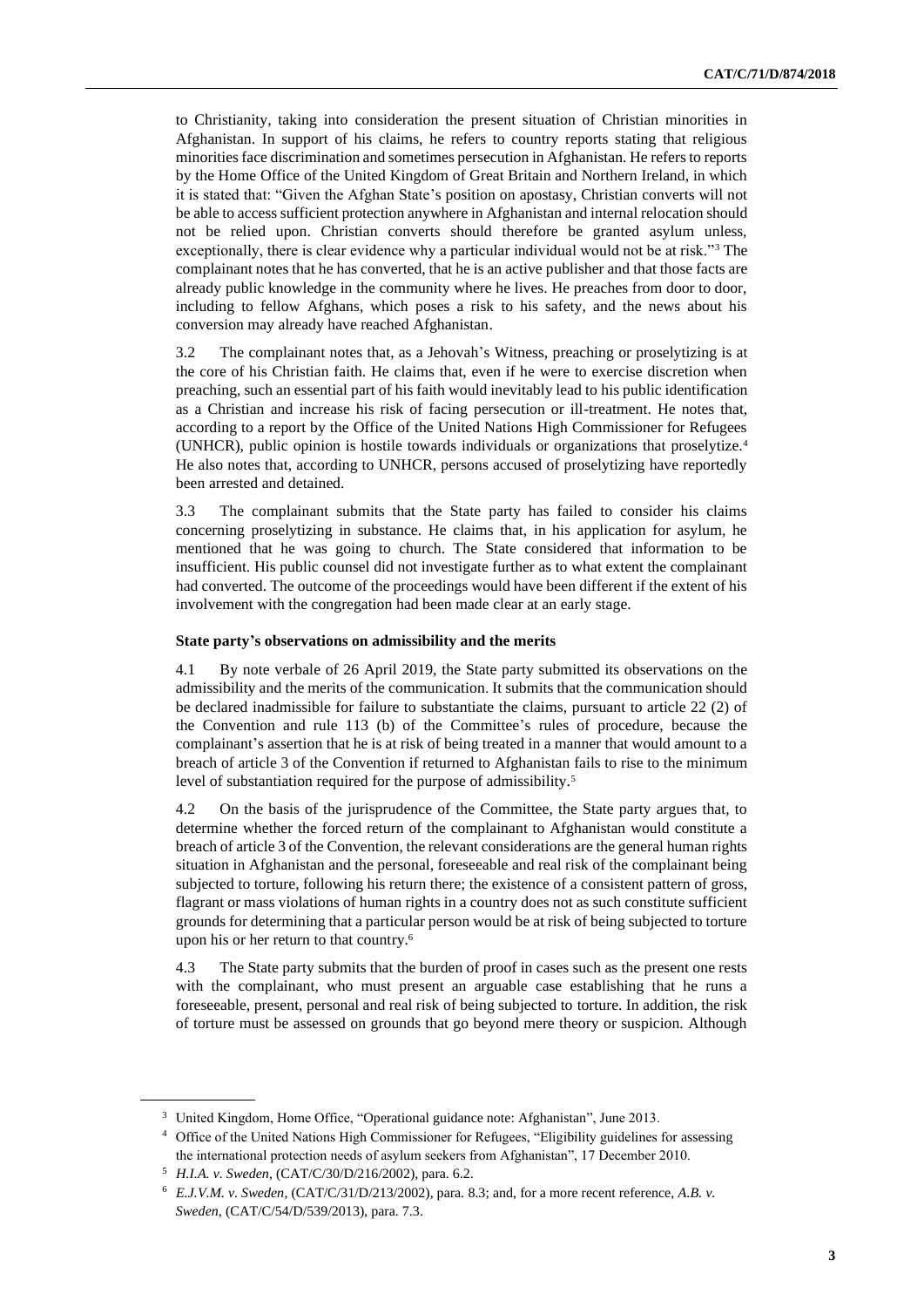to Christianity, taking into consideration the present situation of Christian minorities in Afghanistan. In support of his claims, he refers to country reports stating that religious minorities face discrimination and sometimes persecution in Afghanistan. He refers to reports by the Home Office of the United Kingdom of Great Britain and Northern Ireland, in which it is stated that: "Given the Afghan State's position on apostasy, Christian converts will not be able to access sufficient protection anywhere in Afghanistan and internal relocation should not be relied upon. Christian converts should therefore be granted asylum unless, exceptionally, there is clear evidence why a particular individual would not be at risk."[3] The complainant notes that he has converted, that he is an active publisher and that those facts are already public knowledge in the community where he lives. He preaches from door to door, including to fellow Afghans, which poses a risk to his safety, and the news about his conversion may already have reached Afghanistan.

3.2 The complainant notes that, as a Jehovah's Witness, preaching or proselytizing is at the core of his Christian faith. He claims that, even if he were to exercise discretion when preaching, such an essential part of his faith would inevitably lead to his public identification as a Christian and increase his risk of facing persecution or ill-treatment. He notes that, according to a report by the Office of the United Nations High Commissioner for Refugees (UNHCR), public opinion is hostile towards individuals or organizations that proselytize.[4] He also notes that, according to UNHCR, persons accused of proselytizing have reportedly been arrested and detained.

3.3 The complainant submits that the State party has failed to consider his claims concerning proselytizing in substance. He claims that, in his application for asylum, he mentioned that he was going to church. The State considered that information to be insufficient. His public counsel did not investigate further as to what extent the complainant had converted. The outcome of the proceedings would have been different if the extent of his involvement with the congregation had been made clear at an early stage.

### State party's observations on admissibility and the merits

4.1 By note verbale of 26 April 2019, the State party submitted its observations on the admissibility and the merits of the communication. It submits that the communication should be declared inadmissible for failure to substantiate the claims, pursuant to article 22 (2) of the Convention and rule 113 (b) of the Committee's rules of procedure, because the complainant's assertion that he is at risk of being treated in a manner that would amount to a breach of article 3 of the Convention if returned to Afghanistan fails to rise to the minimum level of substantiation required for the purpose of admissibility.[5]

4.2 On the basis of the jurisprudence of the Committee, the State party argues that, to determine whether the forced return of the complainant to Afghanistan would constitute a breach of article 3 of the Convention, the relevant considerations are the general human rights situation in Afghanistan and the personal, foreseeable and real risk of the complainant being subjected to torture, following his return there; the existence of a consistent pattern of gross, flagrant or mass violations of human rights in a country does not as such constitute sufficient grounds for determining that a particular person would be at risk of being subjected to torture upon his or her return to that country.[6]

4.3 The State party submits that the burden of proof in cases such as the present one rests with the complainant, who must present an arguable case establishing that he runs a foreseeable, present, personal and real risk of being subjected to torture. In addition, the risk of torture must be assessed on grounds that go beyond mere theory or suspicion. Although

---

[3] United Kingdom, Home Office, "Operational guidance note: Afghanistan", June 2013.

[4] Office of the United Nations High Commissioner for Refugees, "Eligibility guidelines for assessing the international protection needs of asylum seekers from Afghanistan", 17 December 2010.

[5] *H.I.A. v. Sweden*, (CAT/C/30/D/216/2002), para. 6.2.

[6] *E.J.V.M. v. Sweden*, (CAT/C/31/D/213/2002), para. 8.3; and, for a more recent reference, *A.B. v. Sweden*, (CAT/C/54/D/539/2013), para. 7.3.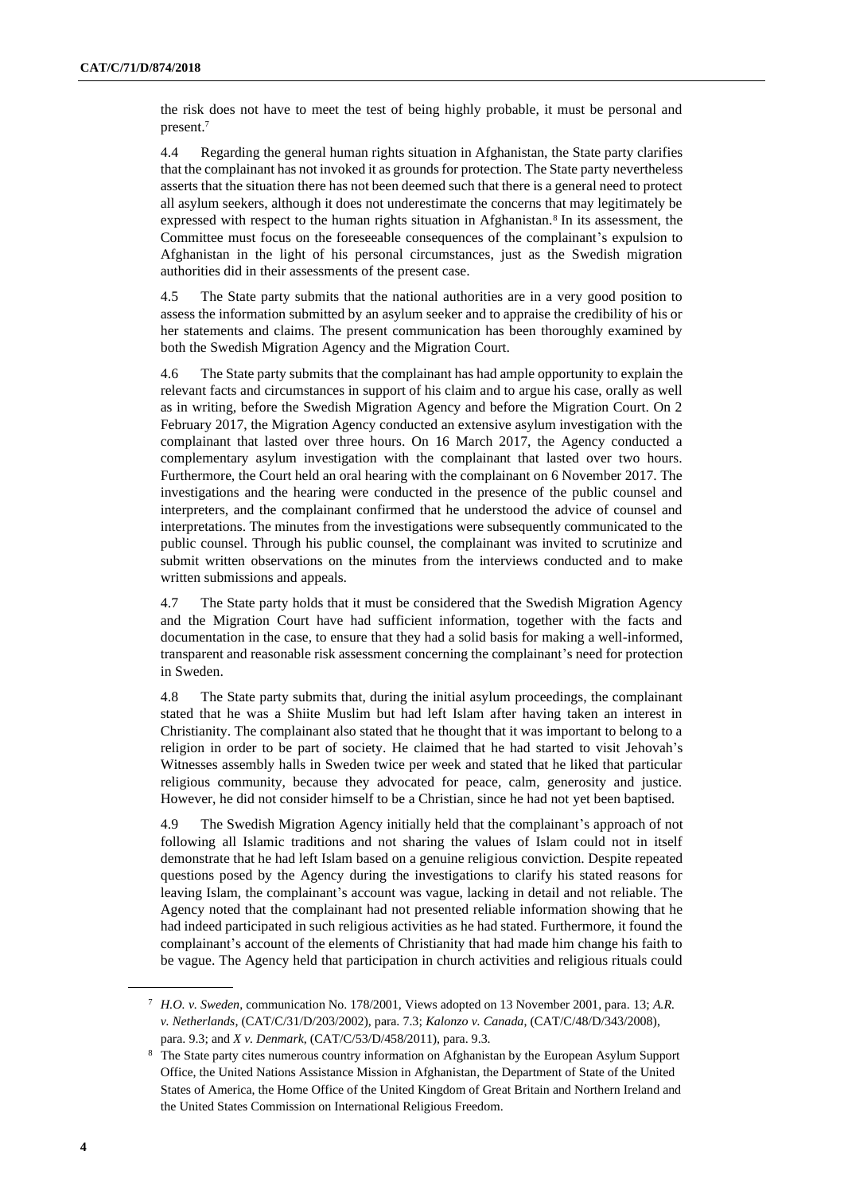the risk does not have to meet the test of being highly probable, it must be personal and present.[7]

4.4 Regarding the general human rights situation in Afghanistan, the State party clarifies that the complainant has not invoked it as grounds for protection. The State party nevertheless asserts that the situation there has not been deemed such that there is a general need to protect all asylum seekers, although it does not underestimate the concerns that may legitimately be expressed with respect to the human rights situation in Afghanistan.[8] In its assessment, the Committee must focus on the foreseeable consequences of the complainant's expulsion to Afghanistan in the light of his personal circumstances, just as the Swedish migration authorities did in their assessments of the present case.

4.5 The State party submits that the national authorities are in a very good position to assess the information submitted by an asylum seeker and to appraise the credibility of his or her statements and claims. The present communication has been thoroughly examined by both the Swedish Migration Agency and the Migration Court.

4.6 The State party submits that the complainant has had ample opportunity to explain the relevant facts and circumstances in support of his claim and to argue his case, orally as well as in writing, before the Swedish Migration Agency and before the Migration Court. On 2 February 2017, the Migration Agency conducted an extensive asylum investigation with the complainant that lasted over three hours. On 16 March 2017, the Agency conducted a complementary asylum investigation with the complainant that lasted over two hours. Furthermore, the Court held an oral hearing with the complainant on 6 November 2017. The investigations and the hearing were conducted in the presence of the public counsel and interpreters, and the complainant confirmed that he understood the advice of counsel and interpretations. The minutes from the investigations were subsequently communicated to the public counsel. Through his public counsel, the complainant was invited to scrutinize and submit written observations on the minutes from the interviews conducted and to make written submissions and appeals.

4.7 The State party holds that it must be considered that the Swedish Migration Agency and the Migration Court have had sufficient information, together with the facts and documentation in the case, to ensure that they had a solid basis for making a well-informed, transparent and reasonable risk assessment concerning the complainant's need for protection in Sweden.

4.8 The State party submits that, during the initial asylum proceedings, the complainant stated that he was a Shiite Muslim but had left Islam after having taken an interest in Christianity. The complainant also stated that he thought that it was important to belong to a religion in order to be part of society. He claimed that he had started to visit Jehovah's Witnesses assembly halls in Sweden twice per week and stated that he liked that particular religious community, because they advocated for peace, calm, generosity and justice. However, he did not consider himself to be a Christian, since he had not yet been baptised.

4.9 The Swedish Migration Agency initially held that the complainant's approach of not following all Islamic traditions and not sharing the values of Islam could not in itself demonstrate that he had left Islam based on a genuine religious conviction. Despite repeated questions posed by the Agency during the investigations to clarify his stated reasons for leaving Islam, the complainant's account was vague, lacking in detail and not reliable. The Agency noted that the complainant had not presented reliable information showing that he had indeed participated in such religious activities as he had stated. Furthermore, it found the complainant's account of the elements of Christianity that had made him change his faith to be vague. The Agency held that participation in church activities and religious rituals could

---

[7] *H.O. v. Sweden*, communication No. 178/2001, Views adopted on 13 November 2001, para. 13; *A.R. v. Netherlands*, (CAT/C/31/D/203/2002), para. 7.3; *Kalonzo v. Canada*, (CAT/C/48/D/343/2008), para. 9.3; and *X v. Denmark*, (CAT/C/53/D/458/2011), para. 9.3.

[8] The State party cites numerous country information on Afghanistan by the European Asylum Support Office, the United Nations Assistance Mission in Afghanistan, the Department of State of the United States of America, the Home Office of the United Kingdom of Great Britain and Northern Ireland and the United States Commission on International Religious Freedom.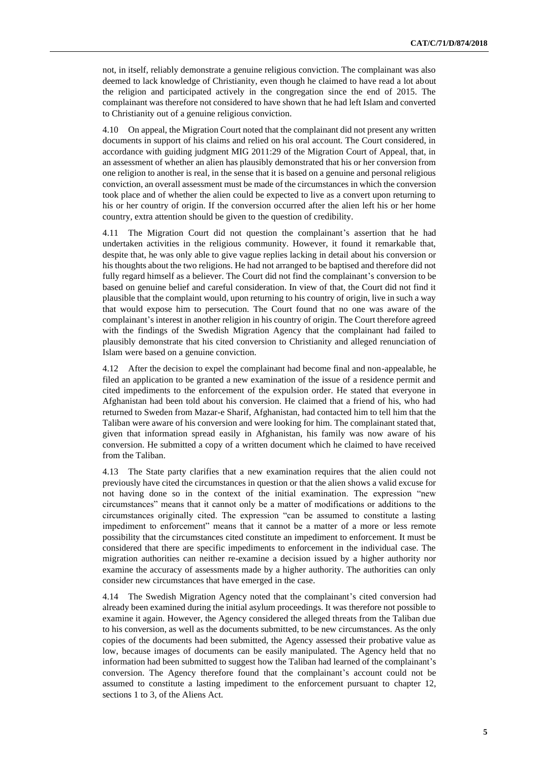not, in itself, reliably demonstrate a genuine religious conviction. The complainant was also deemed to lack knowledge of Christianity, even though he claimed to have read a lot about the religion and participated actively in the congregation since the end of 2015. The complainant was therefore not considered to have shown that he had left Islam and converted to Christianity out of a genuine religious conviction.

4.10 On appeal, the Migration Court noted that the complainant did not present any written documents in support of his claims and relied on his oral account. The Court considered, in accordance with guiding judgment MIG 2011:29 of the Migration Court of Appeal, that, in an assessment of whether an alien has plausibly demonstrated that his or her conversion from one religion to another is real, in the sense that it is based on a genuine and personal religious conviction, an overall assessment must be made of the circumstances in which the conversion took place and of whether the alien could be expected to live as a convert upon returning to his or her country of origin. If the conversion occurred after the alien left his or her home country, extra attention should be given to the question of credibility.

4.11 The Migration Court did not question the complainant's assertion that he had undertaken activities in the religious community. However, it found it remarkable that, despite that, he was only able to give vague replies lacking in detail about his conversion or his thoughts about the two religions. He had not arranged to be baptised and therefore did not fully regard himself as a believer. The Court did not find the complainant's conversion to be based on genuine belief and careful consideration. In view of that, the Court did not find it plausible that the complaint would, upon returning to his country of origin, live in such a way that would expose him to persecution. The Court found that no one was aware of the complainant's interest in another religion in his country of origin. The Court therefore agreed with the findings of the Swedish Migration Agency that the complainant had failed to plausibly demonstrate that his cited conversion to Christianity and alleged renunciation of Islam were based on a genuine conviction.

4.12 After the decision to expel the complainant had become final and non-appealable, he filed an application to be granted a new examination of the issue of a residence permit and cited impediments to the enforcement of the expulsion order. He stated that everyone in Afghanistan had been told about his conversion. He claimed that a friend of his, who had returned to Sweden from Mazar-e Sharif, Afghanistan, had contacted him to tell him that the Taliban were aware of his conversion and were looking for him. The complainant stated that, given that information spread easily in Afghanistan, his family was now aware of his conversion. He submitted a copy of a written document which he claimed to have received from the Taliban.

4.13 The State party clarifies that a new examination requires that the alien could not previously have cited the circumstances in question or that the alien shows a valid excuse for not having done so in the context of the initial examination. The expression "new circumstances" means that it cannot only be a matter of modifications or additions to the circumstances originally cited. The expression "can be assumed to constitute a lasting impediment to enforcement" means that it cannot be a matter of a more or less remote possibility that the circumstances cited constitute an impediment to enforcement. It must be considered that there are specific impediments to enforcement in the individual case. The migration authorities can neither re-examine a decision issued by a higher authority nor examine the accuracy of assessments made by a higher authority. The authorities can only consider new circumstances that have emerged in the case.

4.14 The Swedish Migration Agency noted that the complainant's cited conversion had already been examined during the initial asylum proceedings. It was therefore not possible to examine it again. However, the Agency considered the alleged threats from the Taliban due to his conversion, as well as the documents submitted, to be new circumstances. As the only copies of the documents had been submitted, the Agency assessed their probative value as low, because images of documents can be easily manipulated. The Agency held that no information had been submitted to suggest how the Taliban had learned of the complainant's conversion. The Agency therefore found that the complainant's account could not be assumed to constitute a lasting impediment to the enforcement pursuant to chapter 12, sections 1 to 3, of the Aliens Act.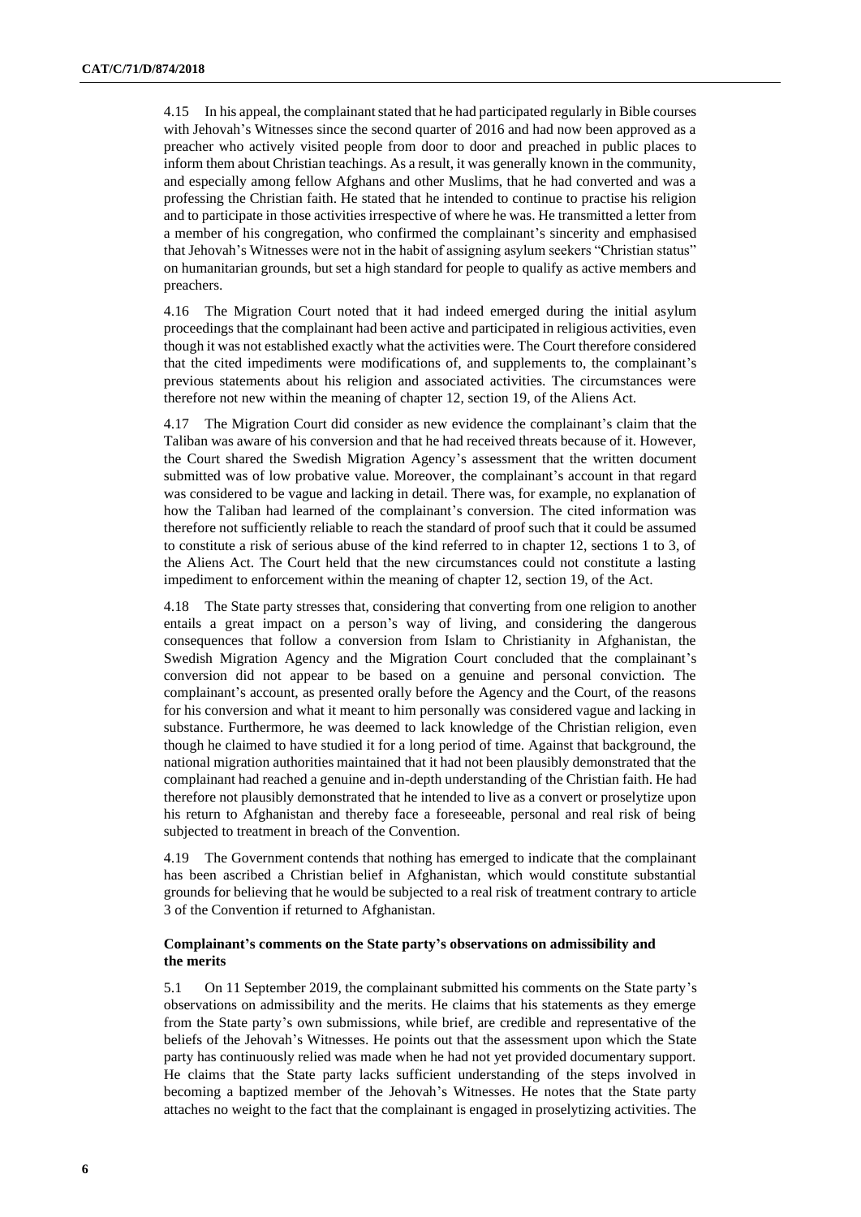4.15 In his appeal, the complainant stated that he had participated regularly in Bible courses with Jehovah's Witnesses since the second quarter of 2016 and had now been approved as a preacher who actively visited people from door to door and preached in public places to inform them about Christian teachings. As a result, it was generally known in the community, and especially among fellow Afghans and other Muslims, that he had converted and was a professing the Christian faith. He stated that he intended to continue to practise his religion and to participate in those activities irrespective of where he was. He transmitted a letter from a member of his congregation, who confirmed the complainant's sincerity and emphasised that Jehovah's Witnesses were not in the habit of assigning asylum seekers "Christian status" on humanitarian grounds, but set a high standard for people to qualify as active members and preachers.

4.16 The Migration Court noted that it had indeed emerged during the initial asylum proceedings that the complainant had been active and participated in religious activities, even though it was not established exactly what the activities were. The Court therefore considered that the cited impediments were modifications of, and supplements to, the complainant's previous statements about his religion and associated activities. The circumstances were therefore not new within the meaning of chapter 12, section 19, of the Aliens Act.

4.17 The Migration Court did consider as new evidence the complainant's claim that the Taliban was aware of his conversion and that he had received threats because of it. However, the Court shared the Swedish Migration Agency's assessment that the written document submitted was of low probative value. Moreover, the complainant's account in that regard was considered to be vague and lacking in detail. There was, for example, no explanation of how the Taliban had learned of the complainant's conversion. The cited information was therefore not sufficiently reliable to reach the standard of proof such that it could be assumed to constitute a risk of serious abuse of the kind referred to in chapter 12, sections 1 to 3, of the Aliens Act. The Court held that the new circumstances could not constitute a lasting impediment to enforcement within the meaning of chapter 12, section 19, of the Act.

4.18 The State party stresses that, considering that converting from one religion to another entails a great impact on a person's way of living, and considering the dangerous consequences that follow a conversion from Islam to Christianity in Afghanistan, the Swedish Migration Agency and the Migration Court concluded that the complainant's conversion did not appear to be based on a genuine and personal conviction. The complainant's account, as presented orally before the Agency and the Court, of the reasons for his conversion and what it meant to him personally was considered vague and lacking in substance. Furthermore, he was deemed to lack knowledge of the Christian religion, even though he claimed to have studied it for a long period of time. Against that background, the national migration authorities maintained that it had not been plausibly demonstrated that the complainant had reached a genuine and in-depth understanding of the Christian faith. He had therefore not plausibly demonstrated that he intended to live as a convert or proselytize upon his return to Afghanistan and thereby face a foreseeable, personal and real risk of being subjected to treatment in breach of the Convention.

4.19 The Government contends that nothing has emerged to indicate that the complainant has been ascribed a Christian belief in Afghanistan, which would constitute substantial grounds for believing that he would be subjected to a real risk of treatment contrary to article 3 of the Convention if returned to Afghanistan.

### Complainant's comments on the State party's observations on admissibility and the merits

5.1 On 11 September 2019, the complainant submitted his comments on the State party's observations on admissibility and the merits. He claims that his statements as they emerge from the State party's own submissions, while brief, are credible and representative of the beliefs of the Jehovah's Witnesses. He points out that the assessment upon which the State party has continuously relied was made when he had not yet provided documentary support. He claims that the State party lacks sufficient understanding of the steps involved in becoming a baptized member of the Jehovah's Witnesses. He notes that the State party attaches no weight to the fact that the complainant is engaged in proselytizing activities. The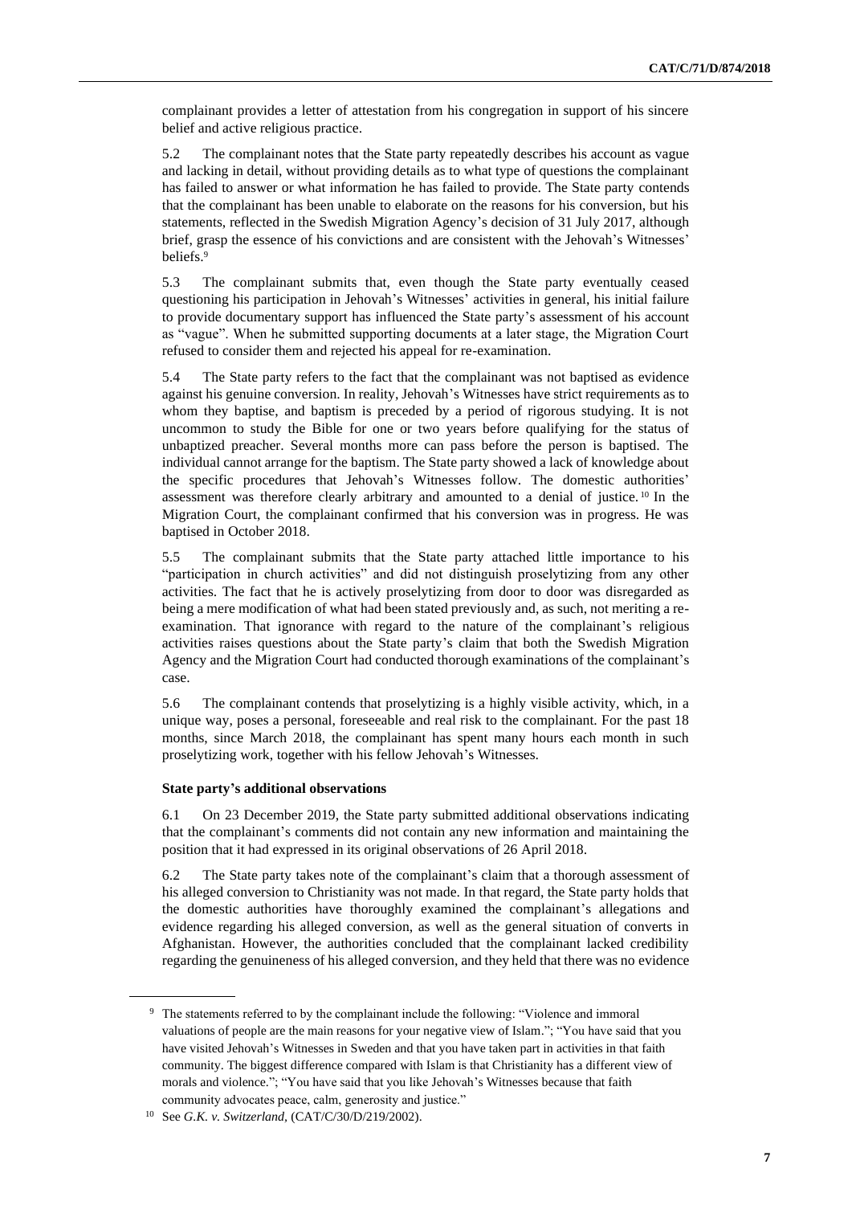complainant provides a letter of attestation from his congregation in support of his sincere belief and active religious practice.

5.2 The complainant notes that the State party repeatedly describes his account as vague and lacking in detail, without providing details as to what type of questions the complainant has failed to answer or what information he has failed to provide. The State party contends that the complainant has been unable to elaborate on the reasons for his conversion, but his statements, reflected in the Swedish Migration Agency's decision of 31 July 2017, although brief, grasp the essence of his convictions and are consistent with the Jehovah's Witnesses' beliefs.[9]

5.3 The complainant submits that, even though the State party eventually ceased questioning his participation in Jehovah's Witnesses' activities in general, his initial failure to provide documentary support has influenced the State party's assessment of his account as "vague". When he submitted supporting documents at a later stage, the Migration Court refused to consider them and rejected his appeal for re-examination.

5.4 The State party refers to the fact that the complainant was not baptised as evidence against his genuine conversion. In reality, Jehovah's Witnesses have strict requirements as to whom they baptise, and baptism is preceded by a period of rigorous studying. It is not uncommon to study the Bible for one or two years before qualifying for the status of unbaptized preacher. Several months more can pass before the person is baptised. The individual cannot arrange for the baptism. The State party showed a lack of knowledge about the specific procedures that Jehovah's Witnesses follow. The domestic authorities' assessment was therefore clearly arbitrary and amounted to a denial of justice.[10] In the Migration Court, the complainant confirmed that his conversion was in progress. He was baptised in October 2018.

5.5 The complainant submits that the State party attached little importance to his "participation in church activities" and did not distinguish proselytizing from any other activities. The fact that he is actively proselytizing from door to door was disregarded as being a mere modification of what had been stated previously and, as such, not meriting a re-examination. That ignorance with regard to the nature of the complainant's religious activities raises questions about the State party's claim that both the Swedish Migration Agency and the Migration Court had conducted thorough examinations of the complainant's case.

5.6 The complainant contends that proselytizing is a highly visible activity, which, in a unique way, poses a personal, foreseeable and real risk to the complainant. For the past 18 months, since March 2018, the complainant has spent many hours each month in such proselytizing work, together with his fellow Jehovah's Witnesses.

### State party's additional observations

6.1 On 23 December 2019, the State party submitted additional observations indicating that the complainant's comments did not contain any new information and maintaining the position that it had expressed in its original observations of 26 April 2018.

6.2 The State party takes note of the complainant's claim that a thorough assessment of his alleged conversion to Christianity was not made. In that regard, the State party holds that the domestic authorities have thoroughly examined the complainant's allegations and evidence regarding his alleged conversion, as well as the general situation of converts in Afghanistan. However, the authorities concluded that the complainant lacked credibility regarding the genuineness of his alleged conversion, and they held that there was no evidence

---

[9] The statements referred to by the complainant include the following: "Violence and immoral valuations of people are the main reasons for your negative view of Islam."; "You have said that you have visited Jehovah's Witnesses in Sweden and that you have taken part in activities in that faith community. The biggest difference compared with Islam is that Christianity has a different view of morals and violence."; "You have said that you like Jehovah's Witnesses because that faith community advocates peace, calm, generosity and justice."

[10] See *G.K. v. Switzerland*, (CAT/C/30/D/219/2002).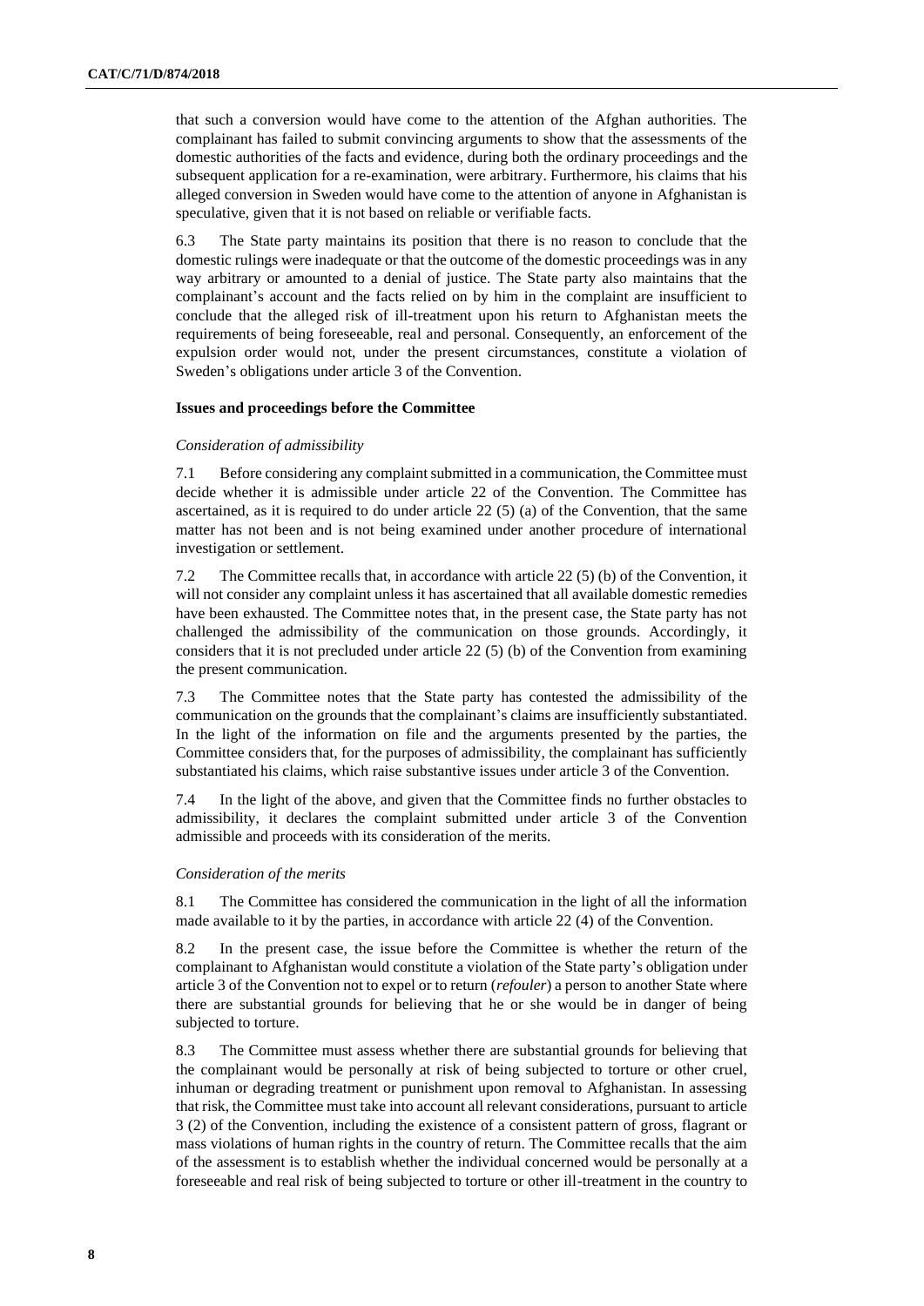that such a conversion would have come to the attention of the Afghan authorities. The complainant has failed to submit convincing arguments to show that the assessments of the domestic authorities of the facts and evidence, during both the ordinary proceedings and the subsequent application for a re-examination, were arbitrary. Furthermore, his claims that his alleged conversion in Sweden would have come to the attention of anyone in Afghanistan is speculative, given that it is not based on reliable or verifiable facts.

6.3 The State party maintains its position that there is no reason to conclude that the domestic rulings were inadequate or that the outcome of the domestic proceedings was in any way arbitrary or amounted to a denial of justice. The State party also maintains that the complainant's account and the facts relied on by him in the complaint are insufficient to conclude that the alleged risk of ill-treatment upon his return to Afghanistan meets the requirements of being foreseeable, real and personal. Consequently, an enforcement of the expulsion order would not, under the present circumstances, constitute a violation of Sweden's obligations under article 3 of the Convention.

**Issues and proceedings before the Committee**

*Consideration of admissibility*

7.1 Before considering any complaint submitted in a communication, the Committee must decide whether it is admissible under article 22 of the Convention. The Committee has ascertained, as it is required to do under article 22 (5) (a) of the Convention, that the same matter has not been and is not being examined under another procedure of international investigation or settlement.

7.2 The Committee recalls that, in accordance with article 22 (5) (b) of the Convention, it will not consider any complaint unless it has ascertained that all available domestic remedies have been exhausted. The Committee notes that, in the present case, the State party has not challenged the admissibility of the communication on those grounds. Accordingly, it considers that it is not precluded under article 22 (5) (b) of the Convention from examining the present communication.

7.3 The Committee notes that the State party has contested the admissibility of the communication on the grounds that the complainant's claims are insufficiently substantiated. In the light of the information on file and the arguments presented by the parties, the Committee considers that, for the purposes of admissibility, the complainant has sufficiently substantiated his claims, which raise substantive issues under article 3 of the Convention.

7.4 In the light of the above, and given that the Committee finds no further obstacles to admissibility, it declares the complaint submitted under article 3 of the Convention admissible and proceeds with its consideration of the merits.

*Consideration of the merits*

8.1 The Committee has considered the communication in the light of all the information made available to it by the parties, in accordance with article 22 (4) of the Convention.

8.2 In the present case, the issue before the Committee is whether the return of the complainant to Afghanistan would constitute a violation of the State party's obligation under article 3 of the Convention not to expel or to return (*refouler*) a person to another State where there are substantial grounds for believing that he or she would be in danger of being subjected to torture.

8.3 The Committee must assess whether there are substantial grounds for believing that the complainant would be personally at risk of being subjected to torture or other cruel, inhuman or degrading treatment or punishment upon removal to Afghanistan. In assessing that risk, the Committee must take into account all relevant considerations, pursuant to article 3 (2) of the Convention, including the existence of a consistent pattern of gross, flagrant or mass violations of human rights in the country of return. The Committee recalls that the aim of the assessment is to establish whether the individual concerned would be personally at a foreseeable and real risk of being subjected to torture or other ill-treatment in the country to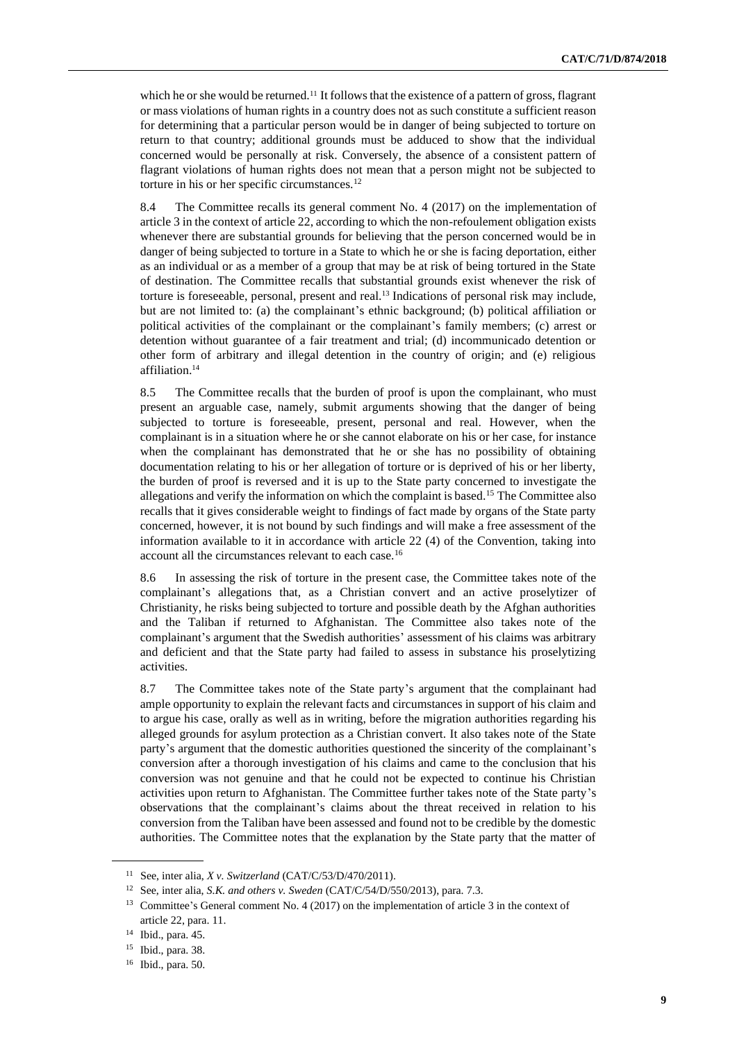which he or she would be returned.[11] It follows that the existence of a pattern of gross, flagrant or mass violations of human rights in a country does not as such constitute a sufficient reason for determining that a particular person would be in danger of being subjected to torture on return to that country; additional grounds must be adduced to show that the individual concerned would be personally at risk. Conversely, the absence of a consistent pattern of flagrant violations of human rights does not mean that a person might not be subjected to torture in his or her specific circumstances.[12]

8.4 The Committee recalls its general comment No. 4 (2017) on the implementation of article 3 in the context of article 22, according to which the non-refoulement obligation exists whenever there are substantial grounds for believing that the person concerned would be in danger of being subjected to torture in a State to which he or she is facing deportation, either as an individual or as a member of a group that may be at risk of being tortured in the State of destination. The Committee recalls that substantial grounds exist whenever the risk of torture is foreseeable, personal, present and real.[13] Indications of personal risk may include, but are not limited to: (a) the complainant's ethnic background; (b) political affiliation or political activities of the complainant or the complainant's family members; (c) arrest or detention without guarantee of a fair treatment and trial; (d) incommunicado detention or other form of arbitrary and illegal detention in the country of origin; and (e) religious affiliation.[14]

8.5 The Committee recalls that the burden of proof is upon the complainant, who must present an arguable case, namely, submit arguments showing that the danger of being subjected to torture is foreseeable, present, personal and real. However, when the complainant is in a situation where he or she cannot elaborate on his or her case, for instance when the complainant has demonstrated that he or she has no possibility of obtaining documentation relating to his or her allegation of torture or is deprived of his or her liberty, the burden of proof is reversed and it is up to the State party concerned to investigate the allegations and verify the information on which the complaint is based.[15] The Committee also recalls that it gives considerable weight to findings of fact made by organs of the State party concerned, however, it is not bound by such findings and will make a free assessment of the information available to it in accordance with article 22 (4) of the Convention, taking into account all the circumstances relevant to each case.[16]

8.6 In assessing the risk of torture in the present case, the Committee takes note of the complainant's allegations that, as a Christian convert and an active proselytizer of Christianity, he risks being subjected to torture and possible death by the Afghan authorities and the Taliban if returned to Afghanistan. The Committee also takes note of the complainant's argument that the Swedish authorities' assessment of his claims was arbitrary and deficient and that the State party had failed to assess in substance his proselytizing activities.

8.7 The Committee takes note of the State party's argument that the complainant had ample opportunity to explain the relevant facts and circumstances in support of his claim and to argue his case, orally as well as in writing, before the migration authorities regarding his alleged grounds for asylum protection as a Christian convert. It also takes note of the State party's argument that the domestic authorities questioned the sincerity of the complainant's conversion after a thorough investigation of his claims and came to the conclusion that his conversion was not genuine and that he could not be expected to continue his Christian activities upon return to Afghanistan. The Committee further takes note of the State party's observations that the complainant's claims about the threat received in relation to his conversion from the Taliban have been assessed and found not to be credible by the domestic authorities. The Committee notes that the explanation by the State party that the matter of

---

[11] See, inter alia, *X v. Switzerland* (CAT/C/53/D/470/2011).

[12] See, inter alia, *S.K. and others v. Sweden* (CAT/C/54/D/550/2013), para. 7.3.

[13] Committee's General comment No. 4 (2017) on the implementation of article 3 in the context of article 22, para. 11.

[14] Ibid., para. 45.

[15] Ibid., para. 38.

[16] Ibid., para. 50.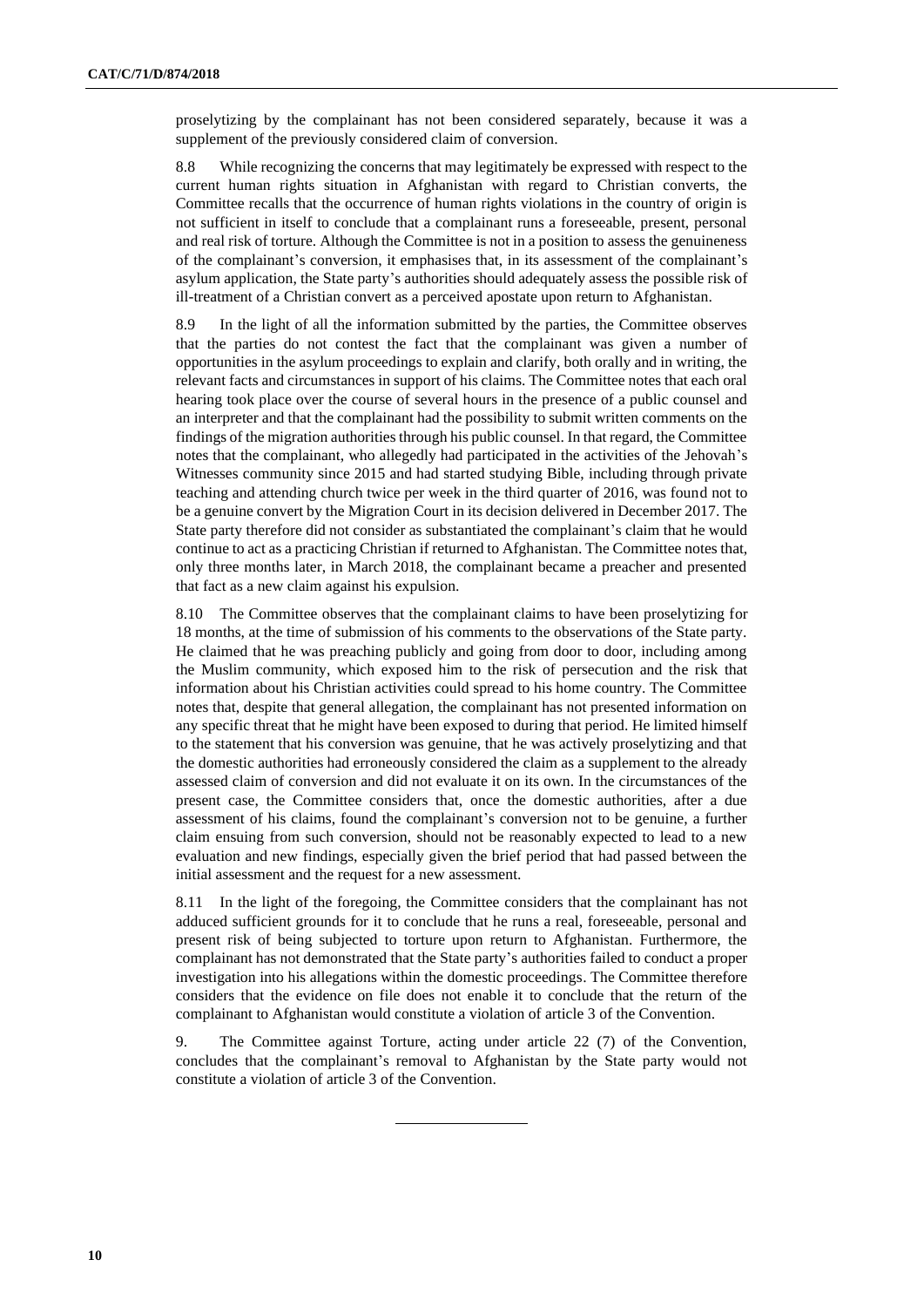proselytizing by the complainant has not been considered separately, because it was a supplement of the previously considered claim of conversion.

8.8 While recognizing the concerns that may legitimately be expressed with respect to the current human rights situation in Afghanistan with regard to Christian converts, the Committee recalls that the occurrence of human rights violations in the country of origin is not sufficient in itself to conclude that a complainant runs a foreseeable, present, personal and real risk of torture. Although the Committee is not in a position to assess the genuineness of the complainant's conversion, it emphasises that, in its assessment of the complainant's asylum application, the State party's authorities should adequately assess the possible risk of ill-treatment of a Christian convert as a perceived apostate upon return to Afghanistan.

8.9 In the light of all the information submitted by the parties, the Committee observes that the parties do not contest the fact that the complainant was given a number of opportunities in the asylum proceedings to explain and clarify, both orally and in writing, the relevant facts and circumstances in support of his claims. The Committee notes that each oral hearing took place over the course of several hours in the presence of a public counsel and an interpreter and that the complainant had the possibility to submit written comments on the findings of the migration authorities through his public counsel. In that regard, the Committee notes that the complainant, who allegedly had participated in the activities of the Jehovah's Witnesses community since 2015 and had started studying Bible, including through private teaching and attending church twice per week in the third quarter of 2016, was found not to be a genuine convert by the Migration Court in its decision delivered in December 2017. The State party therefore did not consider as substantiated the complainant's claim that he would continue to act as a practicing Christian if returned to Afghanistan. The Committee notes that, only three months later, in March 2018, the complainant became a preacher and presented that fact as a new claim against his expulsion.

8.10 The Committee observes that the complainant claims to have been proselytizing for 18 months, at the time of submission of his comments to the observations of the State party. He claimed that he was preaching publicly and going from door to door, including among the Muslim community, which exposed him to the risk of persecution and the risk that information about his Christian activities could spread to his home country. The Committee notes that, despite that general allegation, the complainant has not presented information on any specific threat that he might have been exposed to during that period. He limited himself to the statement that his conversion was genuine, that he was actively proselytizing and that the domestic authorities had erroneously considered the claim as a supplement to the already assessed claim of conversion and did not evaluate it on its own. In the circumstances of the present case, the Committee considers that, once the domestic authorities, after a due assessment of his claims, found the complainant's conversion not to be genuine, a further claim ensuing from such conversion, should not be reasonably expected to lead to a new evaluation and new findings, especially given the brief period that had passed between the initial assessment and the request for a new assessment.

8.11 In the light of the foregoing, the Committee considers that the complainant has not adduced sufficient grounds for it to conclude that he runs a real, foreseeable, personal and present risk of being subjected to torture upon return to Afghanistan. Furthermore, the complainant has not demonstrated that the State party's authorities failed to conduct a proper investigation into his allegations within the domestic proceedings. The Committee therefore considers that the evidence on file does not enable it to conclude that the return of the complainant to Afghanistan would constitute a violation of article 3 of the Convention.

9. The Committee against Torture, acting under article 22 (7) of the Convention, concludes that the complainant's removal to Afghanistan by the State party would not constitute a violation of article 3 of the Convention.